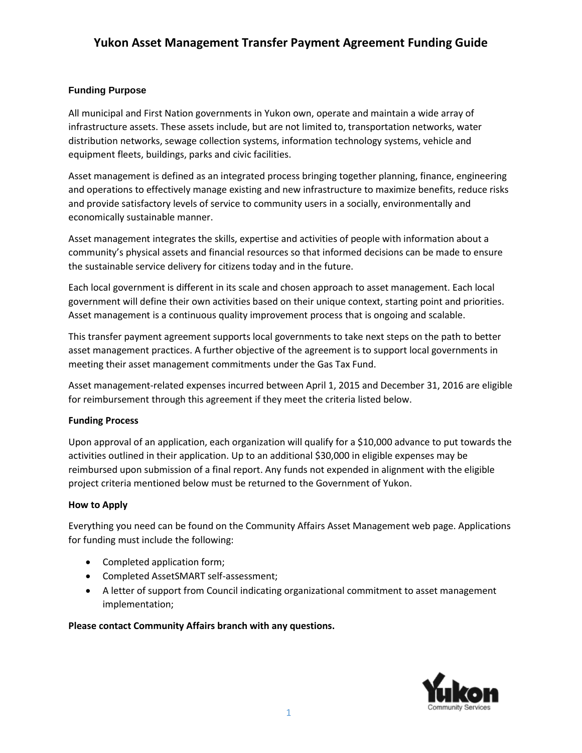# Yukon Asset Management Transfer Payment Agreement Funding Guide

### Funding Purpose

All municipal and First Nation governments in Yukon own, operate and maintain a wide array of infrastructure assets. These assets include, but are not limited to, transportation networks, water distribution networks, sewage collection systems, information technology systems, vehicle and equipment fleets, buildings, parks and civic facilities.

Asset management is defined as an integrated process bringing together planning, finance, engineering and operations to effectively manage existing and new infrastructure to maximize benefits, reduce risks and provide satisfactory levels of service to community users in a socially, environmentally and economically sustainable manner.

Asset management integrates the skills, expertise and activities of people with information about a community's physical assets and financial resources so that informed decisions can be made to ensure the sustainable service delivery for citizens today and in the future.

Each local government is different in its scale and chosen approach to asset management. Each local government will define their own activities based on their unique context, starting point and priorities. Asset management is a continuous quality improvement process that is ongoing and scalable.

This transfer payment agreement supports local governments to take next steps on the path to better asset management practices. A further objective of the agreement is to support local governments in meeting their asset management commitments under the Gas Tax Fund.

Asset management-related expenses incurred between April 1, 2015 and December 31, 2016 are eligible for reimbursement through this agreement if they meet the criteria listed below.

### Funding Process

Upon approval of an application, each organization will qualify for a $10,000 advance to put towards the activities outlined in their application. Up to an additional $30,000 in eligible expenses may be reimbursed upon submission of a final report. Any funds not expended in alignment with the eligible project criteria mentioned below must be returned to the Government of Yukon.

### How to Apply

Everything you need can be found on the Community Affairs Asset Management web page. Applications for funding must include the following:

- Completed application form;
- Completed AssetSMART self-assessment;
- A letter of support from Council indicating organizational commitment to asset management implementation;

**Please contact Community Affairs branch with any questions.**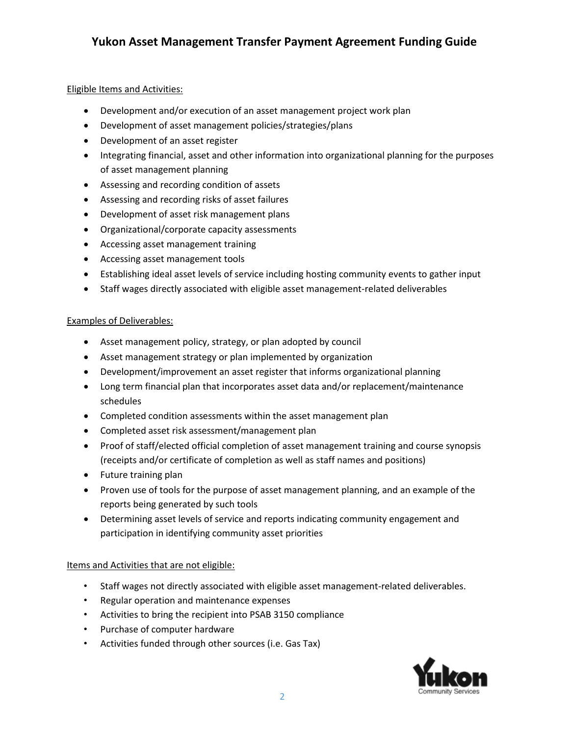Eligible Items and Activities:

- Development and/or execution of an asset management project work plan
- Development of asset management policies/strategies/plans
- Development of an asset register
- Integrating financial, asset and other information into organizational planning for the purposes of asset management planning
- Assessing and recording condition of assets
- Assessing and recording risks of asset failures
- Development of asset risk management plans
- Organizational/corporate capacity assessments
- Accessing asset management training
- Accessing asset management tools
- Establishing ideal asset levels of service including hosting community events to gather input
- Staff wages directly associated with eligible asset management-related deliverables

Examples of Deliverables:

- Asset management policy, strategy, or plan adopted by council
- Asset management strategy or plan implemented by organization
- Development/improvement an asset register that informs organizational planning
- Long term financial plan that incorporates asset data and/or replacement/maintenance schedules
- Completed condition assessments within the asset management plan
- Completed asset risk assessment/management plan
- Proof of staff/elected official completion of asset management training and course synopsis (receipts and/or certificate of completion as well as staff names and positions)
- Future training plan
- Proven use of tools for the purpose of asset management planning, and an example of the reports being generated by such tools
- Determining asset levels of service and reports indicating community engagement and participation in identifying community asset priorities

Items and Activities that are not eligible:

- Staff wages not directly associated with eligible asset management-related deliverables.
- Regular operation and maintenance expenses
- Activities to bring the recipient into PSAB 3150 compliance
- Purchase of computer hardware
- Activities funded through other sources (i.e. Gas Tax)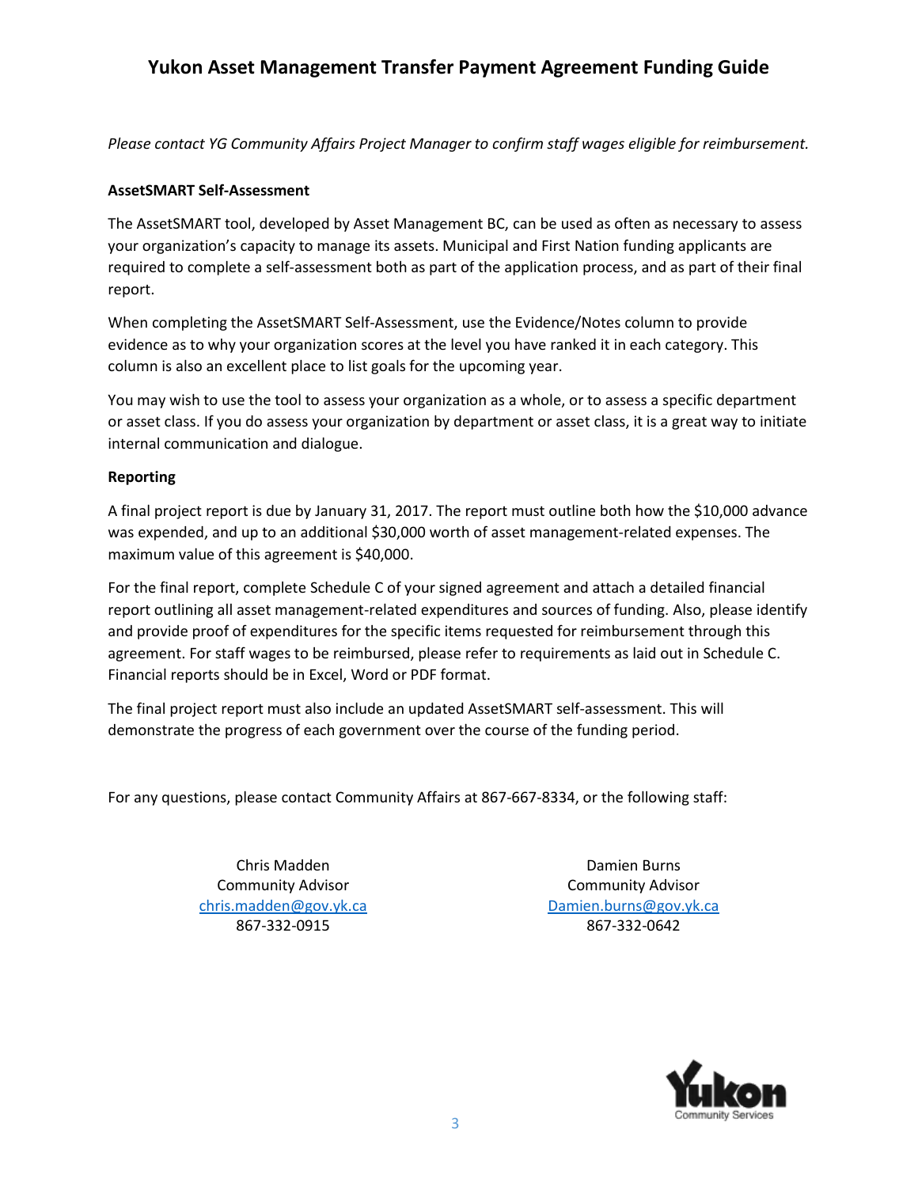*Please contact YG Community Affairs Project Manager to confirm staff wages eligible for reimbursement.*

**AssetSMART Self-Assessment**

The AssetSMART tool, developed by Asset Management BC, can be used as often as necessary to assess your organization's capacity to manage its assets. Municipal and First Nation funding applicants are required to complete a self-assessment both as part of the application process, and as part of their final report.

When completing the AssetSMART Self-Assessment, use the Evidence/Notes column to provide evidence as to why your organization scores at the level you have ranked it in each category. This column is also an excellent place to list goals for the upcoming year.

You may wish to use the tool to assess your organization as a whole, or to assess a specific department or asset class. If you do assess your organization by department or asset class, it is a great way to initiate internal communication and dialogue.

**Reporting**

A final project report is due by January 31, 2017. The report must outline both how the $10,000 advance was expended, and up to an additional $30,000 worth of asset management-related expenses. The maximum value of this agreement is $40,000.

For the final report, complete Schedule C of your signed agreement and attach a detailed financial report outlining all asset management-related expenditures and sources of funding. Also, please identify and provide proof of expenditures for the specific items requested for reimbursement through this agreement. For staff wages to be reimbursed, please refer to requirements as laid out in Schedule C. Financial reports should be in Excel, Word or PDF format.

The final project report must also include an updated AssetSMART self-assessment. This will demonstrate the progress of each government over the course of the funding period.

For any questions, please contact Community Affairs at 867-667-8334, or the following staff:

Chris Madden
Community Advisor
chris.madden@gov.yk.ca
867-332-0915

Damien Burns
Community Advisor
Damien.burns@gov.yk.ca
867-332-0642